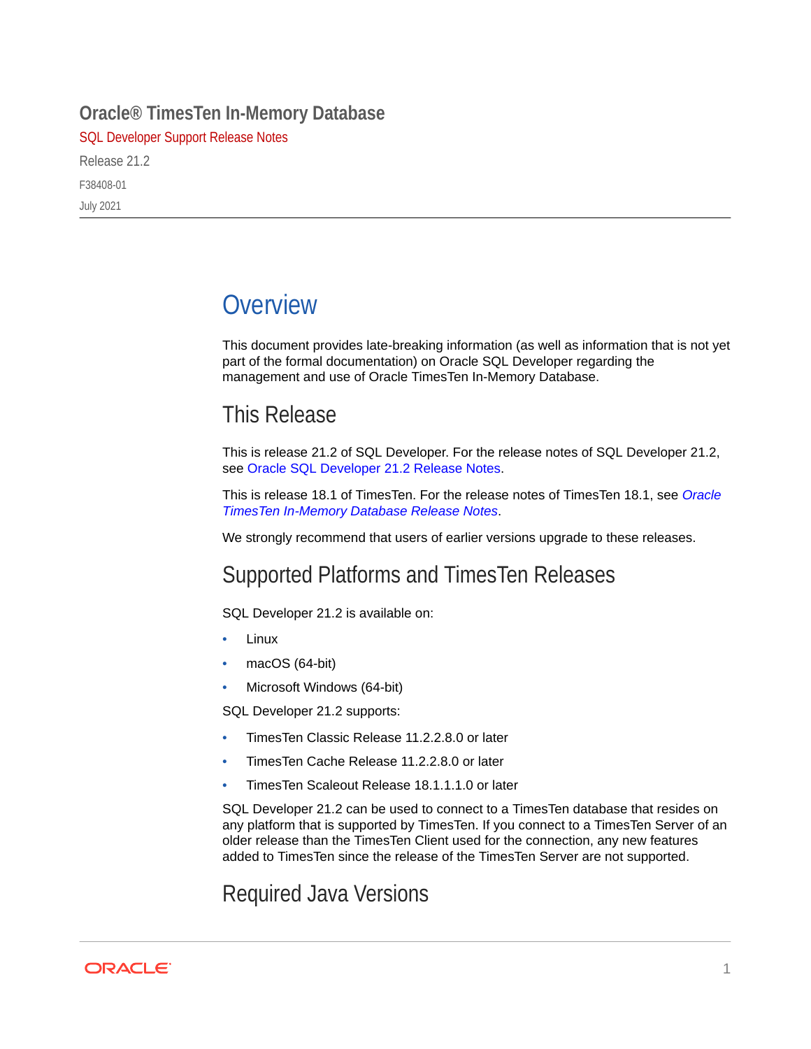# Oracle® TimesTen In-Memory Database

SQL Developer Support Release Notes

Release 21.2

F38408-01

July 2021

## Overview

This document provides late-breaking information (as well as information that is not yet part of the formal documentation) on Oracle SQL Developer regarding the management and use of Oracle TimesTen In-Memory Database.

### This Release

This is release 21.2 of SQL Developer. For the release notes of SQL Developer 21.2, see Oracle SQL Developer 21.2 Release Notes.

This is release 18.1 of TimesTen. For the release notes of TimesTen 18.1, see *Oracle TimesTen In-Memory Database Release Notes*.

We strongly recommend that users of earlier versions upgrade to these releases.

### Supported Platforms and TimesTen Releases

SQL Developer 21.2 is available on:

- Linux
- macOS (64-bit)
- Microsoft Windows (64-bit)

SQL Developer 21.2 supports:

- TimesTen Classic Release 11.2.2.8.0 or later
- TimesTen Cache Release 11.2.2.8.0 or later
- TimesTen Scaleout Release 18.1.1.1.0 or later

SQL Developer 21.2 can be used to connect to a TimesTen database that resides on any platform that is supported by TimesTen. If you connect to a TimesTen Server of an older release than the TimesTen Client used for the connection, any new features added to TimesTen since the release of the TimesTen Server are not supported.

### Required Java Versions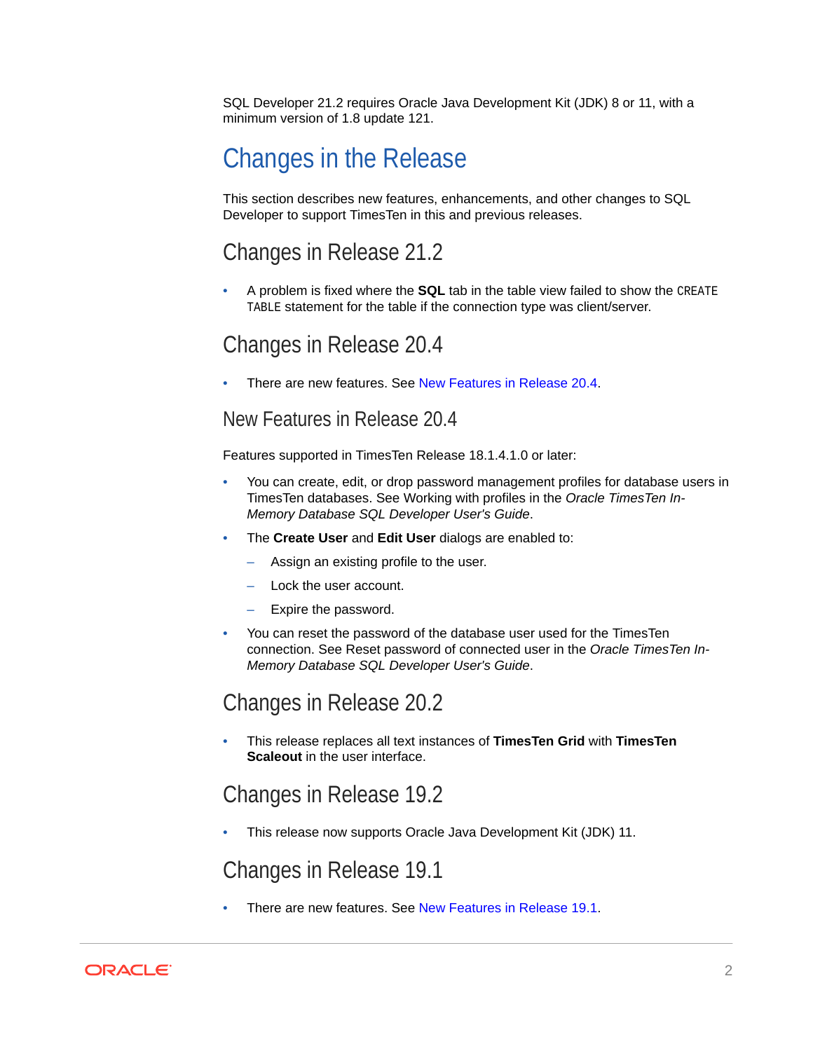SQL Developer 21.2 requires Oracle Java Development Kit (JDK) 8 or 11, with a minimum version of 1.8 update 121.

# Changes in the Release

This section describes new features, enhancements, and other changes to SQL Developer to support TimesTen in this and previous releases.

## Changes in Release 21.2

- A problem is fixed where the **SQL** tab in the table view failed to show the `CREATE TABLE` statement for the table if the connection type was client/server.

## Changes in Release 20.4

- There are new features. See New Features in Release 20.4.

### New Features in Release 20.4

Features supported in TimesTen Release 18.1.4.1.0 or later:

- You can create, edit, or drop password management profiles for database users in TimesTen databases. See Working with profiles in the *Oracle TimesTen In-Memory Database SQL Developer User's Guide*.
- The **Create User** and **Edit User** dialogs are enabled to:
  - Assign an existing profile to the user.
  - Lock the user account.
  - Expire the password.
- You can reset the password of the database user used for the TimesTen connection. See Reset password of connected user in the *Oracle TimesTen In-Memory Database SQL Developer User's Guide*.

## Changes in Release 20.2

- This release replaces all text instances of **TimesTen Grid** with **TimesTen Scaleout** in the user interface.

## Changes in Release 19.2

- This release now supports Oracle Java Development Kit (JDK) 11.

## Changes in Release 19.1

- There are new features. See New Features in Release 19.1.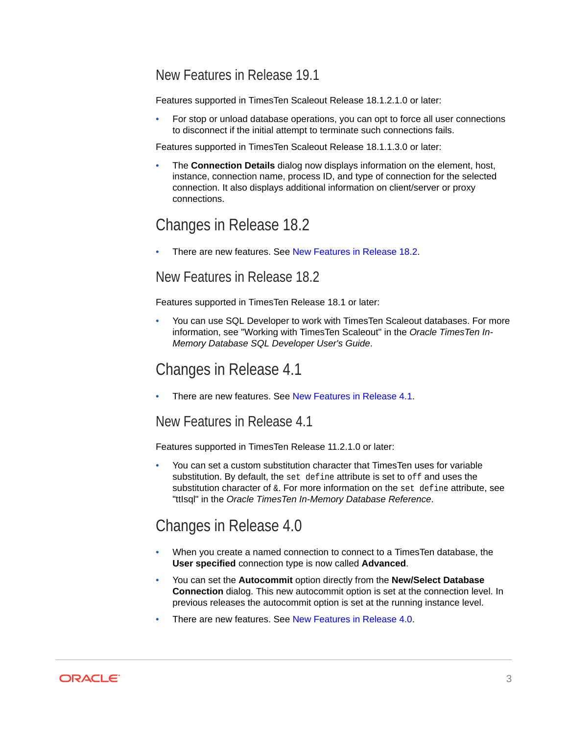## New Features in Release 19.1

Features supported in TimesTen Scaleout Release 18.1.2.1.0 or later:

- For stop or unload database operations, you can opt to force all user connections to disconnect if the initial attempt to terminate such connections fails.

Features supported in TimesTen Scaleout Release 18.1.1.3.0 or later:

- The **Connection Details** dialog now displays information on the element, host, instance, connection name, process ID, and type of connection for the selected connection. It also displays additional information on client/server or proxy connections.

# Changes in Release 18.2

- There are new features. See New Features in Release 18.2.

## New Features in Release 18.2

Features supported in TimesTen Release 18.1 or later:

- You can use SQL Developer to work with TimesTen Scaleout databases. For more information, see "Working with TimesTen Scaleout" in the *Oracle TimesTen In-Memory Database SQL Developer User's Guide*.

# Changes in Release 4.1

- There are new features. See New Features in Release 4.1.

## New Features in Release 4.1

Features supported in TimesTen Release 11.2.1.0 or later:

- You can set a custom substitution character that TimesTen uses for variable substitution. By default, the `set define` attribute is set to `off` and uses the substitution character of `&`. For more information on the `set define` attribute, see "ttIsql" in the *Oracle TimesTen In-Memory Database Reference*.

# Changes in Release 4.0

- When you create a named connection to connect to a TimesTen database, the **User specified** connection type is now called **Advanced**.
- You can set the **Autocommit** option directly from the **New/Select Database Connection** dialog. This new autocommit option is set at the connection level. In previous releases the autocommit option is set at the running instance level.
- There are new features. See New Features in Release 4.0.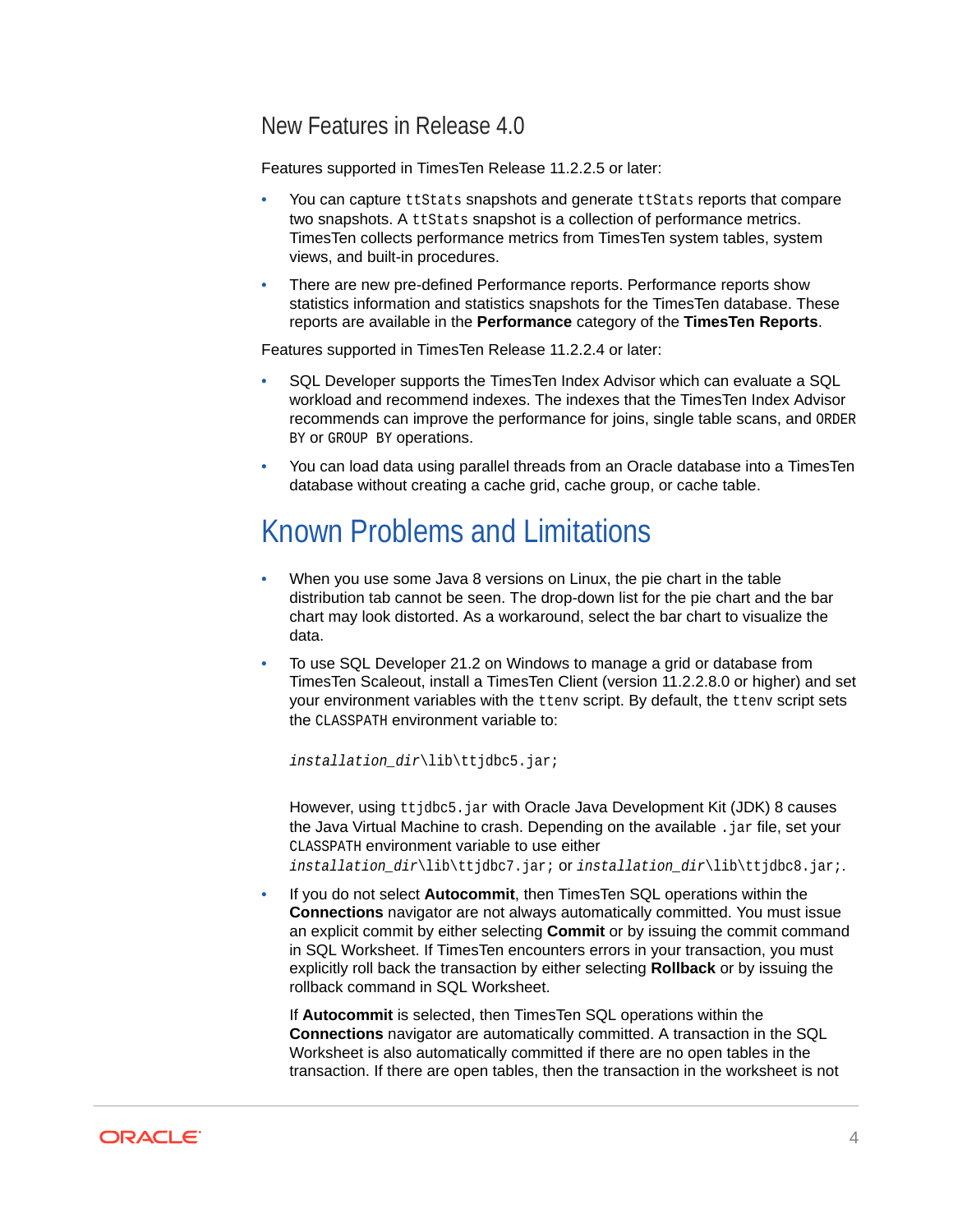### New Features in Release 4.0

Features supported in TimesTen Release 11.2.2.5 or later:

- You can capture `ttStats` snapshots and generate `ttStats` reports that compare two snapshots. A `ttStats` snapshot is a collection of performance metrics. TimesTen collects performance metrics from TimesTen system tables, system views, and built-in procedures.
- There are new pre-defined Performance reports. Performance reports show statistics information and statistics snapshots for the TimesTen database. These reports are available in the **Performance** category of the **TimesTen Reports**.

Features supported in TimesTen Release 11.2.2.4 or later:

- SQL Developer supports the TimesTen Index Advisor which can evaluate a SQL workload and recommend indexes. The indexes that the TimesTen Index Advisor recommends can improve the performance for joins, single table scans, and `ORDER BY` or `GROUP BY` operations.
- You can load data using parallel threads from an Oracle database into a TimesTen database without creating a cache grid, cache group, or cache table.

## Known Problems and Limitations

- When you use some Java 8 versions on Linux, the pie chart in the table distribution tab cannot be seen. The drop-down list for the pie chart and the bar chart may look distorted. As a workaround, select the bar chart to visualize the data.
- To use SQL Developer 21.2 on Windows to manage a grid or database from TimesTen Scaleout, install a TimesTen Client (version 11.2.2.8.0 or higher) and set your environment variables with the `ttenv` script. By default, the `ttenv` script sets the `CLASSPATH` environment variable to:

  ```
  installation_dir\lib\ttjdbc5.jar;
  ```

  However, using `ttjdbc5.jar` with Oracle Java Development Kit (JDK) 8 causes the Java Virtual Machine to crash. Depending on the available `.jar` file, set your `CLASSPATH` environment variable to use either *`installation_dir`*`\lib\ttjdbc7.jar;` or *`installation_dir`*`\lib\ttjdbc8.jar;`.
- If you do not select **Autocommit**, then TimesTen SQL operations within the **Connections** navigator are not always automatically committed. You must issue an explicit commit by either selecting **Commit** or by issuing the commit command in SQL Worksheet. If TimesTen encounters errors in your transaction, you must explicitly roll back the transaction by either selecting **Rollback** or by issuing the rollback command in SQL Worksheet.

  If **Autocommit** is selected, then TimesTen SQL operations within the **Connections** navigator are automatically committed. A transaction in the SQL Worksheet is also automatically committed if there are no open tables in the transaction. If there are open tables, then the transaction in the worksheet is not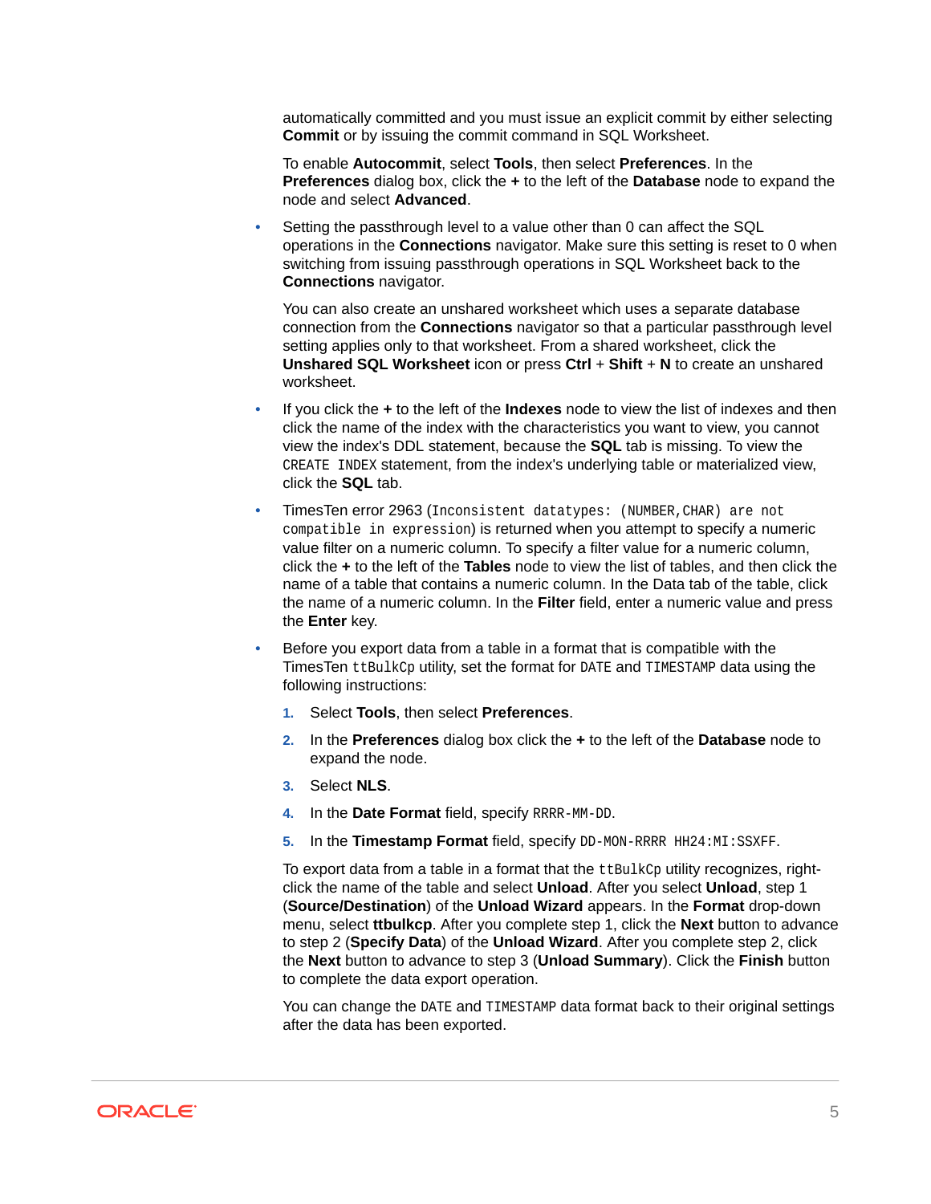automatically committed and you must issue an explicit commit by either selecting **Commit** or by issuing the commit command in SQL Worksheet.

To enable **Autocommit**, select **Tools**, then select **Preferences**. In the **Preferences** dialog box, click the **+** to the left of the **Database** node to expand the node and select **Advanced**.

- Setting the passthrough level to a value other than 0 can affect the SQL operations in the **Connections** navigator. Make sure this setting is reset to 0 when switching from issuing passthrough operations in SQL Worksheet back to the **Connections** navigator.

  You can also create an unshared worksheet which uses a separate database connection from the **Connections** navigator so that a particular passthrough level setting applies only to that worksheet. From a shared worksheet, click the **Unshared SQL Worksheet** icon or press **Ctrl** + **Shift** + **N** to create an unshared worksheet.

- If you click the **+** to the left of the **Indexes** node to view the list of indexes and then click the name of the index with the characteristics you want to view, you cannot view the index's DDL statement, because the **SQL** tab is missing. To view the `CREATE INDEX` statement, from the index's underlying table or materialized view, click the **SQL** tab.

- TimesTen error 2963 (`Inconsistent datatypes: (NUMBER,CHAR) are not compatible in expression`) is returned when you attempt to specify a numeric value filter on a numeric column. To specify a filter value for a numeric column, click the **+** to the left of the **Tables** node to view the list of tables, and then click the name of a table that contains a numeric column. In the Data tab of the table, click the name of a numeric column. In the **Filter** field, enter a numeric value and press the **Enter** key.

- Before you export data from a table in a format that is compatible with the TimesTen `ttBulkCp` utility, set the format for `DATE` and `TIMESTAMP` data using the following instructions:

  1. Select **Tools**, then select **Preferences**.
  2. In the **Preferences** dialog box click the **+** to the left of the **Database** node to expand the node.
  3. Select **NLS**.
  4. In the **Date Format** field, specify `RRRR-MM-DD`.
  5. In the **Timestamp Format** field, specify `DD-MON-RRRR HH24:MI:SSXFF`.

  To export data from a table in a format that the `ttBulkCp` utility recognizes, right-click the name of the table and select **Unload**. After you select **Unload**, step 1 (**Source/Destination**) of the **Unload Wizard** appears. In the **Format** drop-down menu, select **ttbulkcp**. After you complete step 1, click the **Next** button to advance to step 2 (**Specify Data**) of the **Unload Wizard**. After you complete step 2, click the **Next** button to advance to step 3 (**Unload Summary**). Click the **Finish** button to complete the data export operation.

  You can change the `DATE` and `TIMESTAMP` data format back to their original settings after the data has been exported.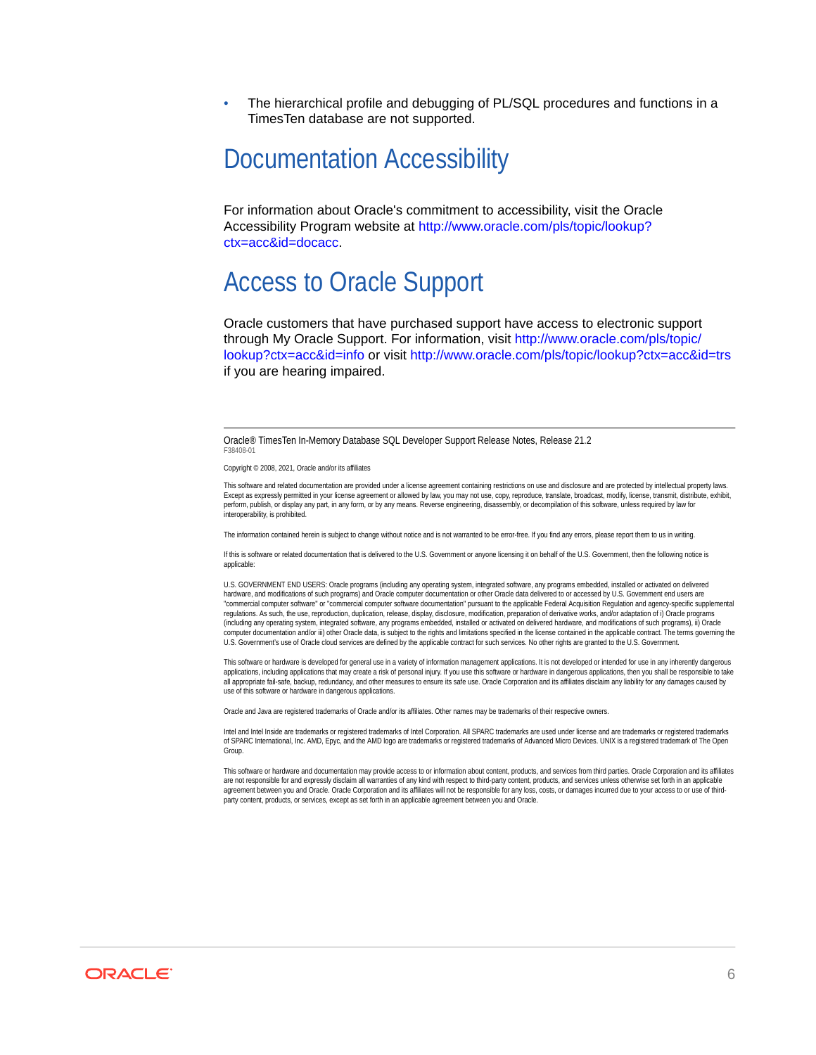- The hierarchical profile and debugging of PL/SQL procedures and functions in a TimesTen database are not supported.

## Documentation Accessibility

For information about Oracle's commitment to accessibility, visit the Oracle Accessibility Program website at http://www.oracle.com/pls/topic/lookup?ctx=acc&id=docacc.

## Access to Oracle Support

Oracle customers that have purchased support have access to electronic support through My Oracle Support. For information, visit http://www.oracle.com/pls/topic/lookup?ctx=acc&id=info or visit http://www.oracle.com/pls/topic/lookup?ctx=acc&id=trs if you are hearing impaired.

---

Oracle® TimesTen In-Memory Database SQL Developer Support Release Notes, Release 21.2
F38408-01

Copyright © 2008, 2021, Oracle and/or its affiliates

This software and related documentation are provided under a license agreement containing restrictions on use and disclosure and are protected by intellectual property laws. Except as expressly permitted in your license agreement or allowed by law, you may not use, copy, reproduce, translate, broadcast, modify, license, transmit, distribute, exhibit, perform, publish, or display any part, in any form, or by any means. Reverse engineering, disassembly, or decompilation of this software, unless required by law for interoperability, is prohibited.

The information contained herein is subject to change without notice and is not warranted to be error-free. If you find any errors, please report them to us in writing.

If this is software or related documentation that is delivered to the U.S. Government or anyone licensing it on behalf of the U.S. Government, then the following notice is applicable:

U.S. GOVERNMENT END USERS: Oracle programs (including any operating system, integrated software, any programs embedded, installed or activated on delivered hardware, and modifications of such programs) and Oracle computer documentation or other Oracle data delivered to or accessed by U.S. Government end users are "commercial computer software" or "commercial computer software documentation" pursuant to the applicable Federal Acquisition Regulation and agency-specific supplemental regulations. As such, the use, reproduction, duplication, release, display, disclosure, modification, preparation of derivative works, and/or adaptation of i) Oracle programs (including any operating system, integrated software, any programs embedded, installed or activated on delivered hardware, and modifications of such programs), ii) Oracle computer documentation and/or iii) other Oracle data, is subject to the rights and limitations specified in the license contained in the applicable contract. The terms governing the U.S. Government's use of Oracle cloud services are defined by the applicable contract for such services. No other rights are granted to the U.S. Government.

This software or hardware is developed for general use in a variety of information management applications. It is not developed or intended for use in any inherently dangerous applications, including applications that may create a risk of personal injury. If you use this software or hardware in dangerous applications, then you shall be responsible to take all appropriate fail-safe, backup, redundancy, and other measures to ensure its safe use. Oracle Corporation and its affiliates disclaim any liability for any damages caused by use of this software or hardware in dangerous applications.

Oracle and Java are registered trademarks of Oracle and/or its affiliates. Other names may be trademarks of their respective owners.

Intel and Intel Inside are trademarks or registered trademarks of Intel Corporation. All SPARC trademarks are used under license and are trademarks or registered trademarks of SPARC International, Inc. AMD, Epyc, and the AMD logo are trademarks or registered trademarks of Advanced Micro Devices. UNIX is a registered trademark of The Open Group.

This software or hardware and documentation may provide access to or information about content, products, and services from third parties. Oracle Corporation and its affiliates are not responsible for and expressly disclaim all warranties of any kind with respect to third-party content, products, and services unless otherwise set forth in an applicable agreement between you and Oracle. Oracle Corporation and its affiliates will not be responsible for any loss, costs, or damages incurred due to your access to or use of third-party content, products, or services, except as set forth in an applicable agreement between you and Oracle.